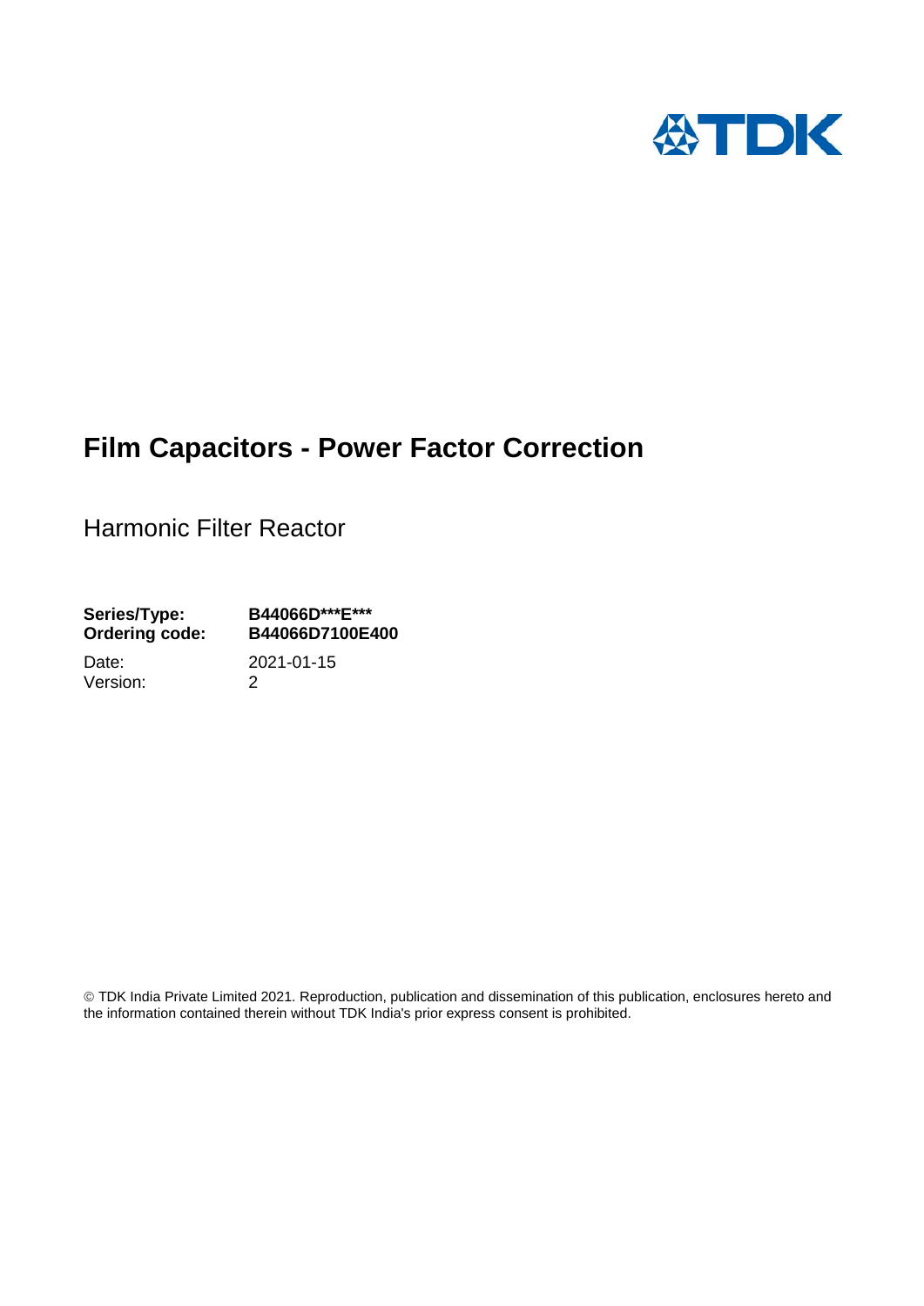# Film Capacitors - Power Factor Correction

## Harmonic Filter Reactor

| | |
|---|---|
| **Series/Type:** | **B44066D***E*** |
| **Ordering code:** | **B44066D7100E400** |
| Date: | 2021-01-15 |
| Version: | 2 |

© TDK India Private Limited 2021. Reproduction, publication and dissemination of this publication, enclosures hereto and the information contained therein without TDK India's prior express consent is prohibited.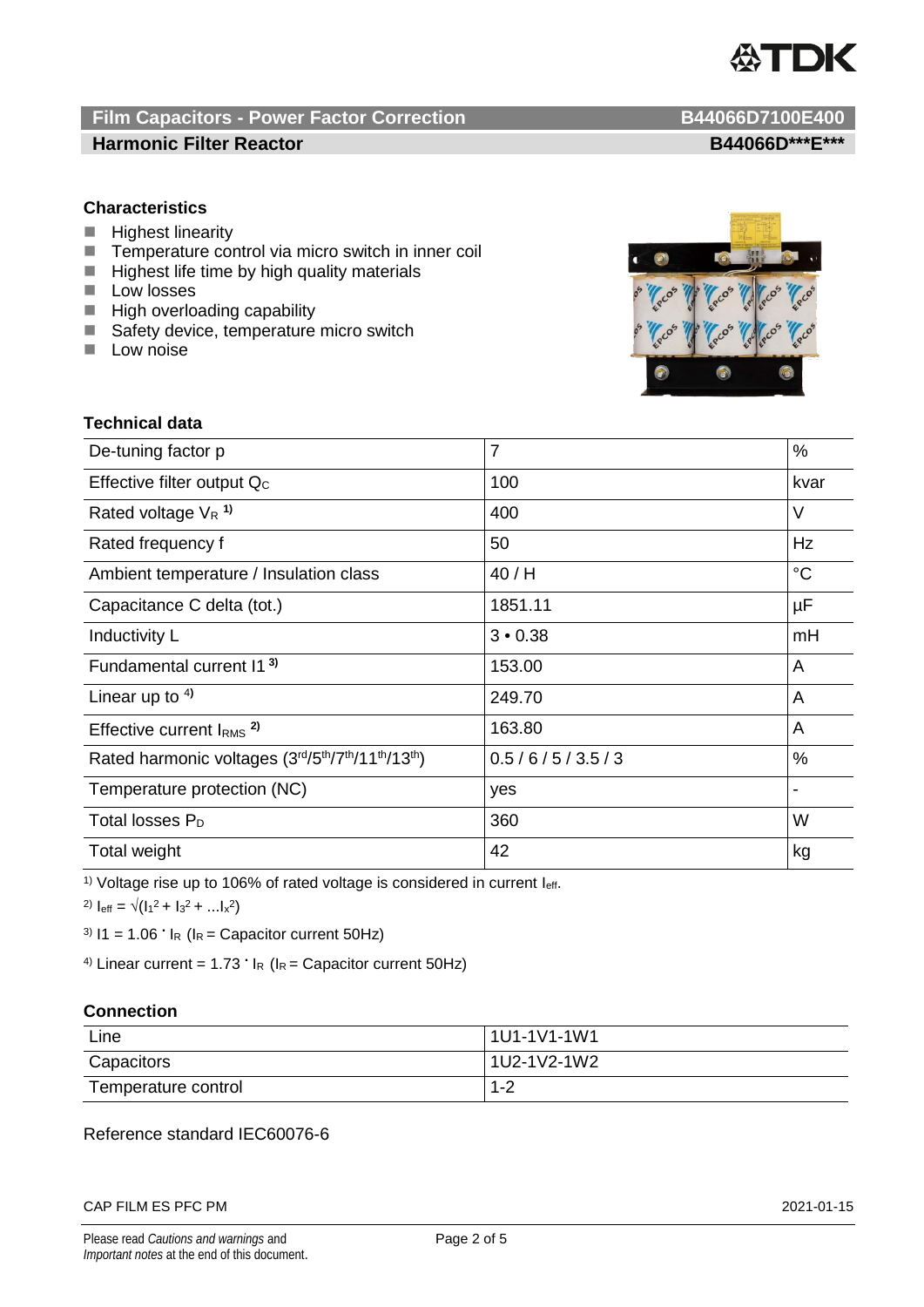**Film Capacitors - Power Factor Correction** **B44066D7100E400**

**Harmonic Filter Reactor** **B44066D\*\*\*E\*\*\***

### Characteristics

- Highest linearity
- Temperature control via micro switch in inner coil
- Highest life time by high quality materials
- Low losses
- High overloading capability
- Safety device, temperature micro switch
- Low noise

### Technical data

| | | |
|---|---|---|
| De-tuning factor p | 7 | % |
| Effective filter output $Q_C$ | 100 | kvar |
| Rated voltage $V_R$ [1)] | 400 | V |
| Rated frequency f | 50 | Hz |
| Ambient temperature / Insulation class | 40 / H | °C |
| Capacitance C delta (tot.) | 1851.11 | µF |
| Inductivity L | 3 • 0.38 | mH |
| Fundamental current I1 [3)] | 153.00 | A |
| Linear up to [4)] | 249.70 | A |
| Effective current $I_{RMS}$ [2)] | 163.80 | A |
| Rated harmonic voltages ($3^{rd}/5^{th}/7^{th}/11^{th}/13^{th}$) | 0.5 / 6 / 5 / 3.5 / 3 | % |
| Temperature protection (NC) | yes | - |
| Total losses $P_D$ | 360 | W |
| Total weight | 42 | kg |

[1)] Voltage rise up to 106% of rated voltage is considered in current $I_{eff}$.

[2)] $I_{eff} = \sqrt{(I_1^2 + I_3^2 + \ldots I_x^2)}$

[3)] $I1 = 1.06 \cdot I_R$ ($I_R$ = Capacitor current 50Hz)

[4)] Linear current = $1.73 \cdot I_R$ ($I_R$ = Capacitor current 50Hz)

### Connection

| | |
|---|---|
| Line | 1U1-1V1-1W1 |
| Capacitors | 1U2-1V2-1W2 |
| Temperature control | 1-2 |

Reference standard IEC60076-6

CAP FILM ES PFC PM 2021-01-15

Please read *Cautions and warnings* and *Important notes* at the end of this document.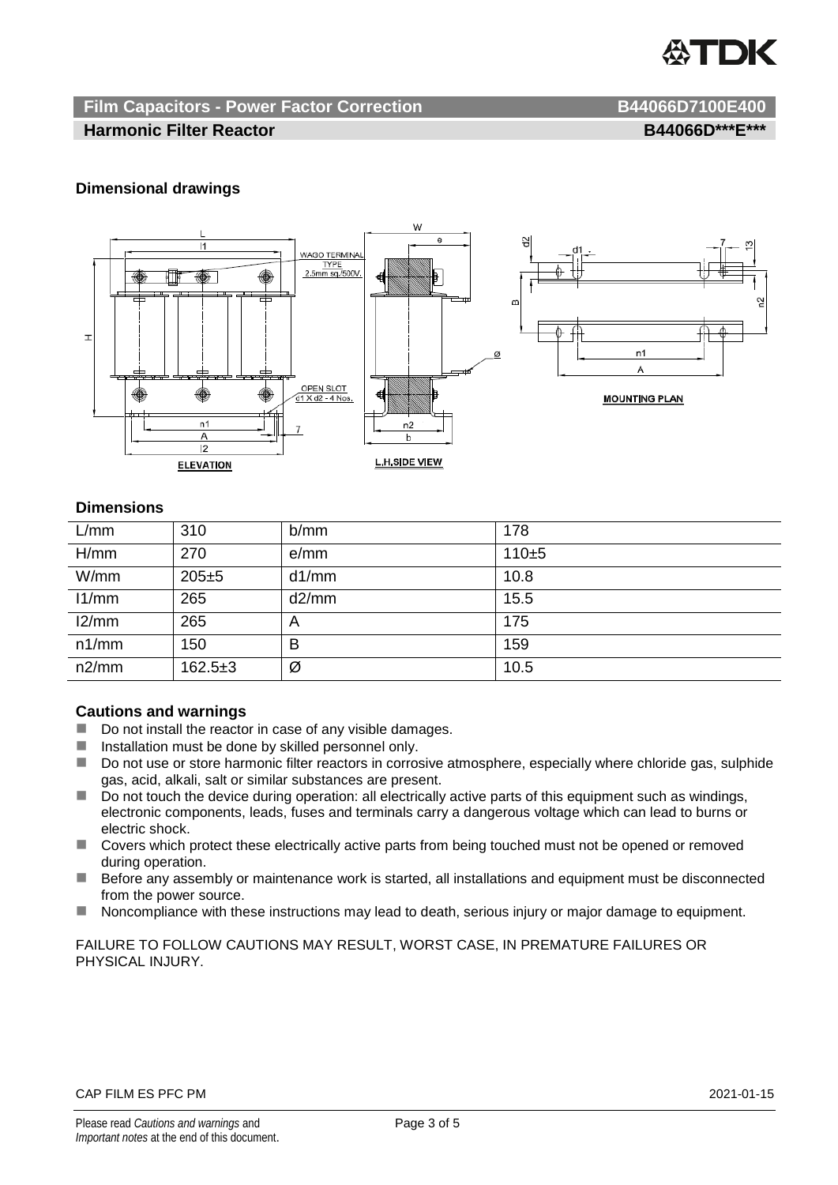## Dimensional drawings

### Dimensions

| L/mm | 310 | b/mm | 178 |
|---|---|---|---|
| H/mm | 270 | e/mm | 110±5 |
| W/mm | 205±5 | d1/mm | 10.8 |
| l1/mm | 265 | d2/mm | 15.5 |
| l2/mm | 265 | A | 175 |
| n1/mm | 150 | B | 159 |
| n2/mm | 162.5±3 | Ø | 10.5 |

### Cautions and warnings

- Do not install the reactor in case of any visible damages.
- Installation must be done by skilled personnel only.
- Do not use or store harmonic filter reactors in corrosive atmosphere, especially where chloride gas, sulphide gas, acid, alkali, salt or similar substances are present.
- Do not touch the device during operation: all electrically active parts of this equipment such as windings, electronic components, leads, fuses and terminals carry a dangerous voltage which can lead to burns or electric shock.
- Covers which protect these electrically active parts from being touched must not be opened or removed during operation.
- Before any assembly or maintenance work is started, all installations and equipment must be disconnected from the power source.
- Noncompliance with these instructions may lead to death, serious injury or major damage to equipment.

FAILURE TO FOLLOW CAUTIONS MAY RESULT, WORST CASE, IN PREMATURE FAILURES OR PHYSICAL INJURY.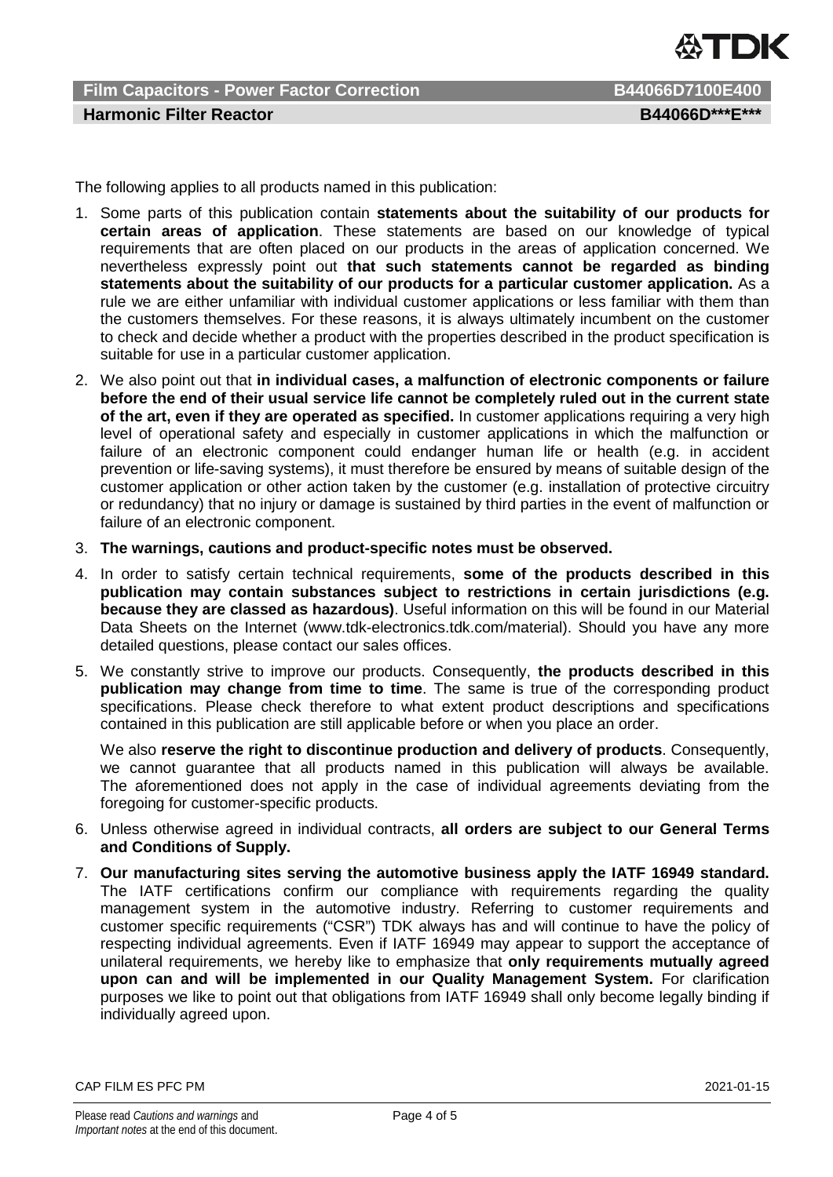The following applies to all products named in this publication:

1. Some parts of this publication contain **statements about the suitability of our products for certain areas of application**. These statements are based on our knowledge of typical requirements that are often placed on our products in the areas of application concerned. We nevertheless expressly point out **that such statements cannot be regarded as binding statements about the suitability of our products for a particular customer application.** As a rule we are either unfamiliar with individual customer applications or less familiar with them than the customers themselves. For these reasons, it is always ultimately incumbent on the customer to check and decide whether a product with the properties described in the product specification is suitable for use in a particular customer application.
2. We also point out that **in individual cases, a malfunction of electronic components or failure before the end of their usual service life cannot be completely ruled out in the current state of the art, even if they are operated as specified.** In customer applications requiring a very high level of operational safety and especially in customer applications in which the malfunction or failure of an electronic component could endanger human life or health (e.g. in accident prevention or life-saving systems), it must therefore be ensured by means of suitable design of the customer application or other action taken by the customer (e.g. installation of protective circuitry or redundancy) that no injury or damage is sustained by third parties in the event of malfunction or failure of an electronic component.
3. **The warnings, cautions and product-specific notes must be observed.**
4. In order to satisfy certain technical requirements, **some of the products described in this publication may contain substances subject to restrictions in certain jurisdictions (e.g. because they are classed as hazardous)**. Useful information on this will be found in our Material Data Sheets on the Internet (www.tdk-electronics.tdk.com/material). Should you have any more detailed questions, please contact our sales offices.
5. We constantly strive to improve our products. Consequently, **the products described in this publication may change from time to time**. The same is true of the corresponding product specifications. Please check therefore to what extent product descriptions and specifications contained in this publication are still applicable before or when you place an order.

   We also **reserve the right to discontinue production and delivery of products**. Consequently, we cannot guarantee that all products named in this publication will always be available. The aforementioned does not apply in the case of individual agreements deviating from the foregoing for customer-specific products.
6. Unless otherwise agreed in individual contracts, **all orders are subject to our General Terms and Conditions of Supply.**
7. **Our manufacturing sites serving the automotive business apply the IATF 16949 standard.** The IATF certifications confirm our compliance with requirements regarding the quality management system in the automotive industry. Referring to customer requirements and customer specific requirements ("CSR") TDK always has and will continue to have the policy of respecting individual agreements. Even if IATF 16949 may appear to support the acceptance of unilateral requirements, we hereby like to emphasize that **only requirements mutually agreed upon can and will be implemented in our Quality Management System.** For clarification purposes we like to point out that obligations from IATF 16949 shall only become legally binding if individually agreed upon.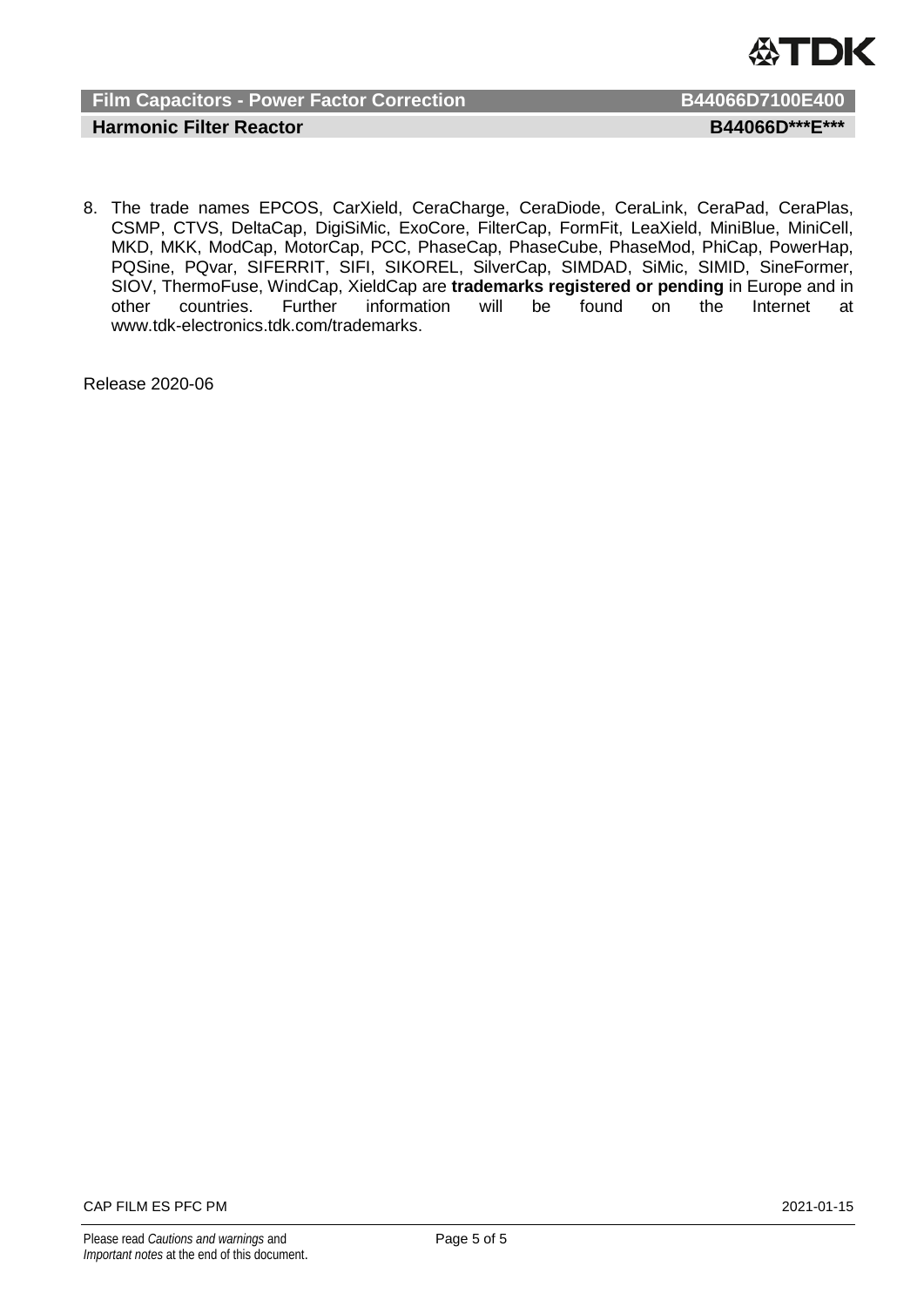8. The trade names EPCOS, CarXield, CeraCharge, CeraDiode, CeraLink, CeraPad, CeraPlas, CSMP, CTVS, DeltaCap, DigiSiMic, ExoCore, FilterCap, FormFit, LeaXield, MiniBlue, MiniCell, MKD, MKK, ModCap, MotorCap, PCC, PhaseCap, PhaseCube, PhaseMod, PhiCap, PowerHap, PQSine, PQvar, SIFERRIT, SIFI, SIKOREL, SilverCap, SIMDAD, SiMic, SIMID, SineFormer, SIOV, ThermoFuse, WindCap, XieldCap are **trademarks registered or pending** in Europe and in other countries. Further information will be found on the Internet at www.tdk-electronics.tdk.com/trademarks.

Release 2020-06